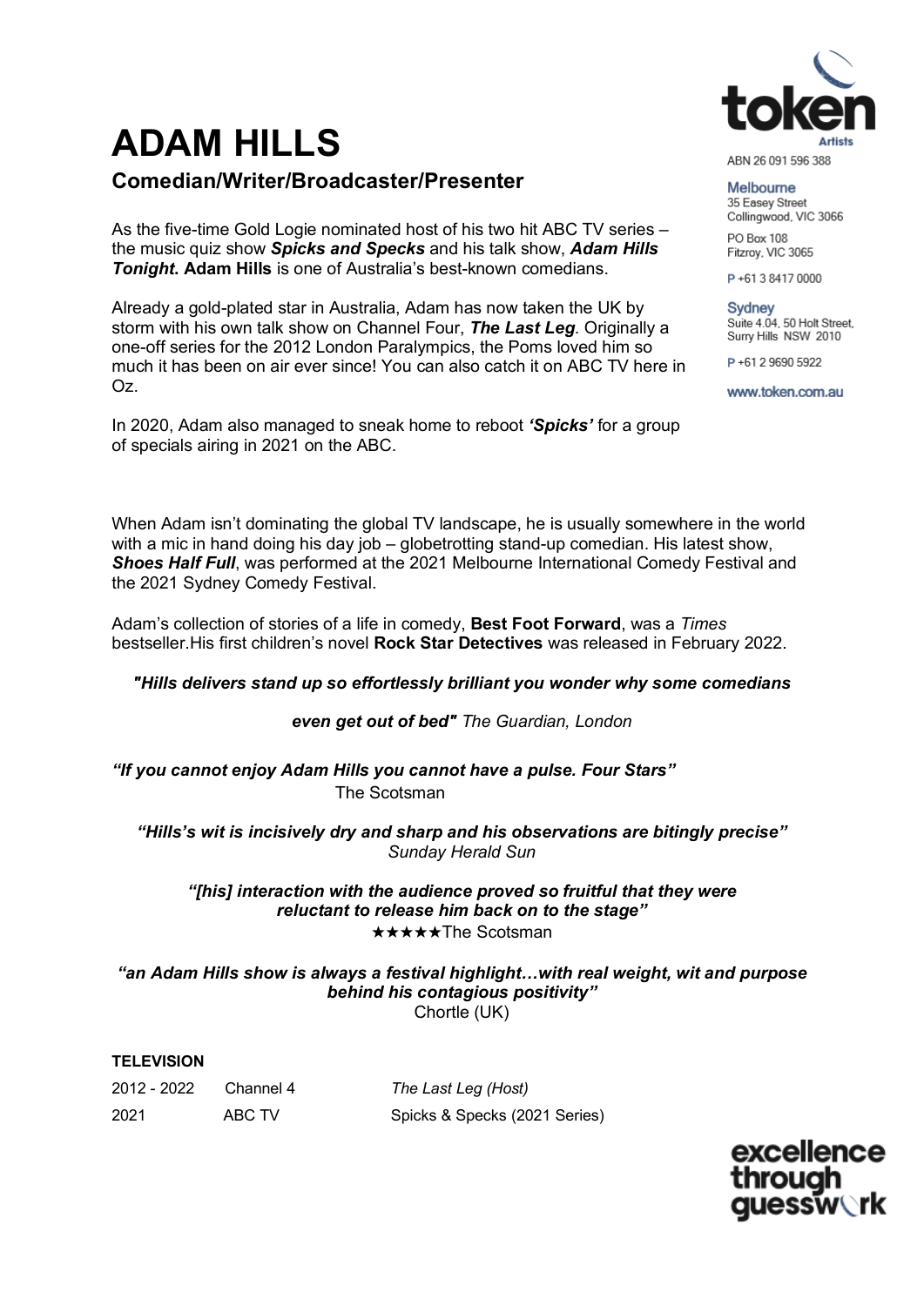# ADAM HILLS

## Comedian/Writer/Broadcaster/Presenter

ABN 26 091 596 388

**Melbourne**
35 Easey Street
Collingwood, VIC 3066

PO Box 108
Fitzroy, VIC 3065

P +61 3 8417 0000

**Sydney**
Suite 4.04, 50 Holt Street,
Surry Hills NSW 2010

P +61 2 9690 5922

www.token.com.au

As the five-time Gold Logie nominated host of his two hit ABC TV series – the music quiz show ***Spicks and Specks*** and his talk show, ***Adam Hills Tonight***. **Adam Hills** is one of Australia's best-known comedians.

Already a gold-plated star in Australia, Adam has now taken the UK by storm with his own talk show on Channel Four, ***The Last Leg***. Originally a one-off series for the 2012 London Paralympics, the Poms loved him so much it has been on air ever since! You can also catch it on ABC TV here in Oz.

In 2020, Adam also managed to sneak home to reboot ***'Spicks'*** for a group of specials airing in 2021 on the ABC.

When Adam isn't dominating the global TV landscape, he is usually somewhere in the world with a mic in hand doing his day job – globetrotting stand-up comedian. His latest show, ***Shoes Half Full***, was performed at the 2021 Melbourne International Comedy Festival and the 2021 Sydney Comedy Festival.

Adam's collection of stories of a life in comedy, **Best Foot Forward**, was a *Times* bestseller.His first children's novel **Rock Star Detectives** was released in February 2022.

***"Hills delivers stand up so effortlessly brilliant you wonder why some comedians even get out of bed"*** *The Guardian, London*

***"If you cannot enjoy Adam Hills you cannot have a pulse. Four Stars"***
The Scotsman

***"Hills's wit is incisively dry and sharp and his observations are bitingly precise"***
*Sunday Herald Sun*

***"[his] interaction with the audience proved so fruitful that they were reluctant to release him back on to the stage"***
★★★★★The Scotsman

***"an Adam Hills show is always a festival highlight…with real weight, wit and purpose behind his contagious positivity"***
Chortle (UK)

**TELEVISION**

| | | |
|---|---|---|
| 2012 - 2022 | Channel 4 | *The Last Leg (Host)* |
| 2021 | ABC TV | Spicks & Specks (2021 Series) |

excellence through guesswork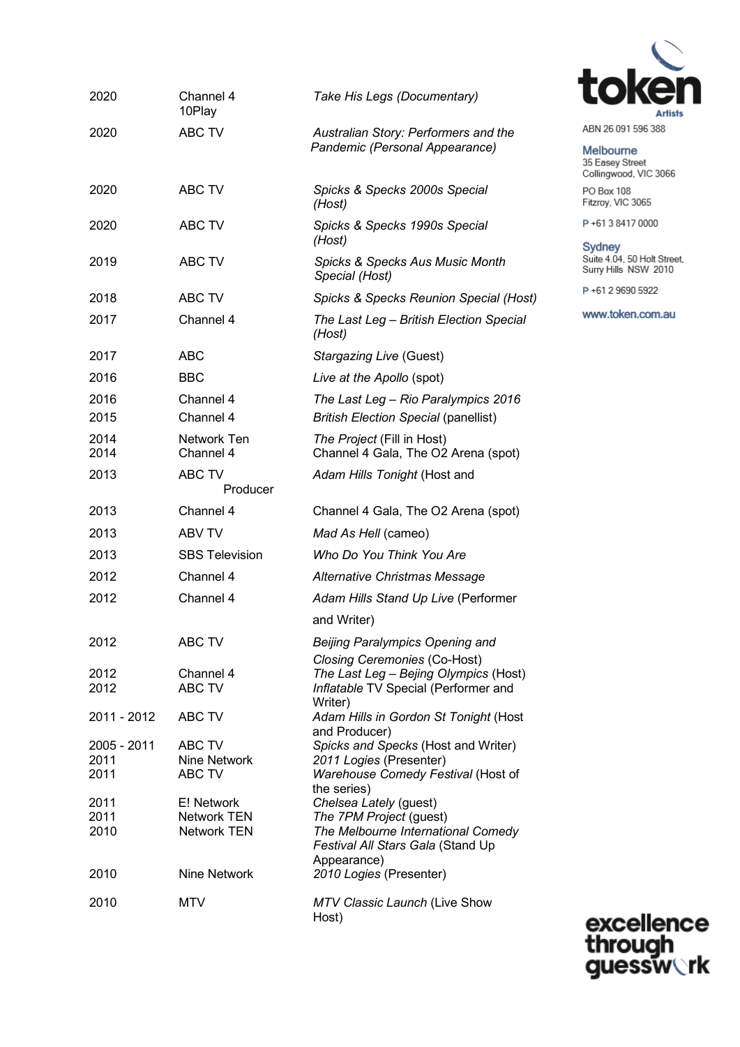| | | |
|---|---|---|
| 2020 | Channel 4 10Play | *Take His Legs (Documentary)* |
| 2020 | ABC TV | *Australian Story: Performers and the Pandemic (Personal Appearance)* |
| 2020 | ABC TV | *Spicks & Specks 2000s Special (Host)* |
| 2020 | ABC TV | *Spicks & Specks 1990s Special (Host)* |
| 2019 | ABC TV | *Spicks & Specks Aus Music Month Special (Host)* |
| 2018 | ABC TV | *Spicks & Specks Reunion Special (Host)* |
| 2017 | Channel 4 | *The Last Leg – British Election Special (Host)* |
| 2017 | ABC | *Stargazing Live* (Guest) |
| 2016 | BBC | *Live at the Apollo* (spot) |
| 2016 | Channel 4 | *The Last Leg – Rio Paralympics 2016* |
| 2015 | Channel 4 | *British Election Special* (panellist) |
| 2014 | Network Ten | *The Project* (Fill in Host) |
| 2014 | Channel 4 | Channel 4 Gala, The O2 Arena (spot) |
| 2013 | ABC TV | *Adam Hills Tonight* (Host and Producer |
| 2013 | Channel 4 | Channel 4 Gala, The O2 Arena (spot) |
| 2013 | ABV TV | *Mad As Hell* (cameo) |
| 2013 | SBS Television | *Who Do You Think You Are* |
| 2012 | Channel 4 | *Alternative Christmas Message* |
| 2012 | Channel 4 | *Adam Hills Stand Up Live* (Performer and Writer) |
| 2012 | ABC TV | *Beijing Paralympics Opening and Closing Ceremonies* (Co-Host) |
| 2012 | Channel 4 | *The Last Leg – Bejing Olympics* (Host) |
| 2012 | ABC TV | *Inflatable* TV Special (Performer and Writer) |
| 2011 - 2012 | ABC TV | *Adam Hills in Gordon St Tonight* (Host and Producer) |
| 2005 - 2011 | ABC TV | *Spicks and Specks* (Host and Writer) |
| 2011 | Nine Network | *2011 Logies* (Presenter) |
| 2011 | ABC TV | *Warehouse Comedy Festival* (Host of the series) |
| 2011 | E! Network | *Chelsea Lately* (guest) |
| 2011 | Network TEN | *The 7PM Project* (guest) |
| 2010 | Network TEN | *The Melbourne International Comedy Festival All Stars Gala* (Stand Up Appearance) |
| 2010 | Nine Network | *2010 Logies* (Presenter) |
| 2010 | MTV | *MTV Classic Launch* (Live Show Host) |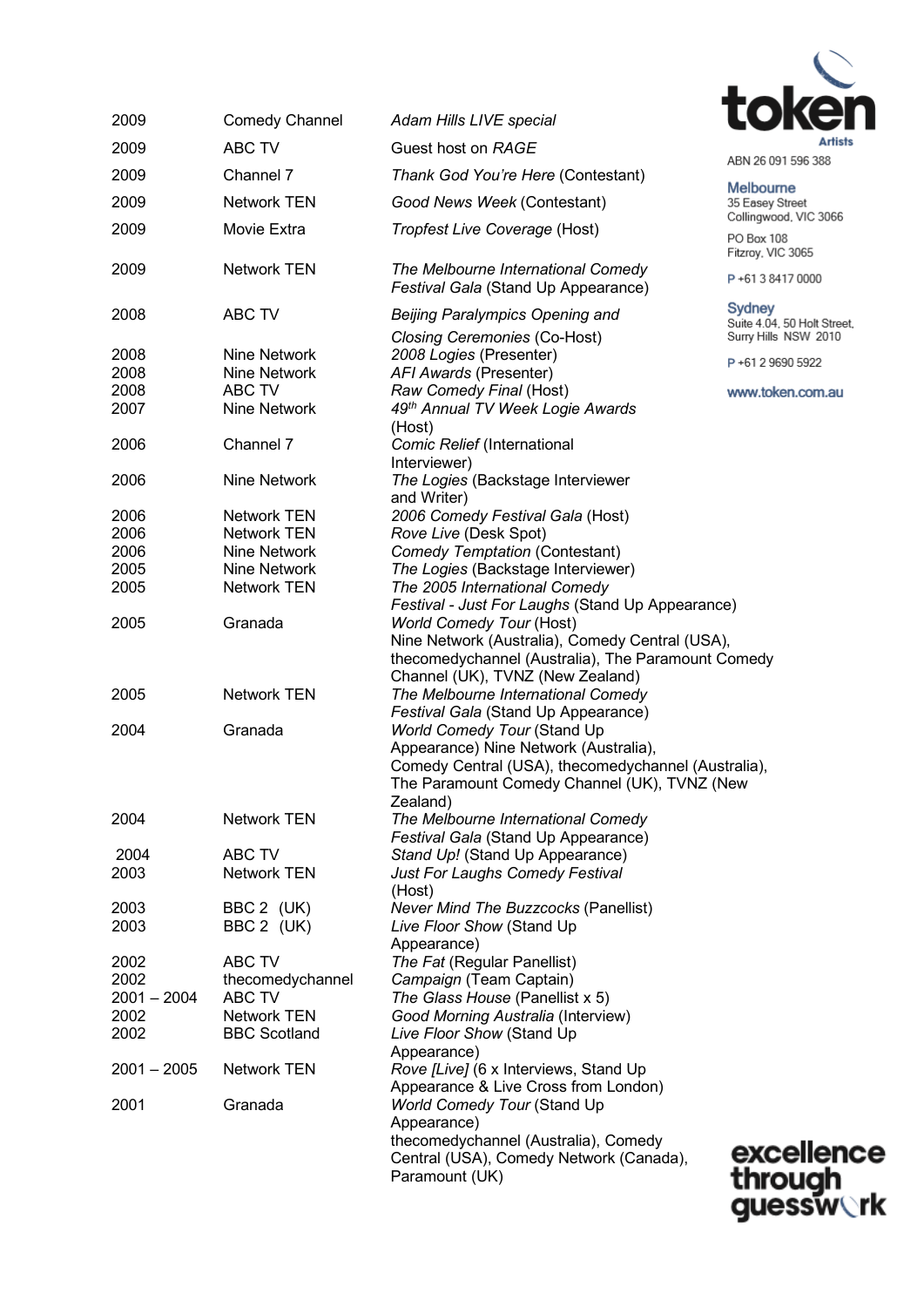| | | |
|---|---|---|
| 2009 | Comedy Channel | *Adam Hills LIVE special* |
| 2009 | ABC TV | Guest host on *RAGE* |
| 2009 | Channel 7 | *Thank God You're Here* (Contestant) |
| 2009 | Network TEN | *Good News Week* (Contestant) |
| 2009 | Movie Extra | *Tropfest Live Coverage* (Host) |
| 2009 | Network TEN | *The Melbourne International Comedy Festival Gala* (Stand Up Appearance) |
| 2008 | ABC TV | *Beijing Paralympics Opening and Closing Ceremonies* (Co-Host) |
| 2008 | Nine Network | *2008 Logies* (Presenter) |
| 2008 | Nine Network | *AFI Awards* (Presenter) |
| 2008 | ABC TV | *Raw Comedy Final* (Host) |
| 2007 | Nine Network | *49th Annual TV Week Logie Awards* (Host) |
| 2006 | Channel 7 | *Comic Relief* (International Interviewer) |
| 2006 | Nine Network | *The Logies* (Backstage Interviewer and Writer) |
| 2006 | Network TEN | *2006 Comedy Festival Gala* (Host) |
| 2006 | Network TEN | *Rove Live* (Desk Spot) |
| 2006 | Nine Network | *Comedy Temptation* (Contestant) |
| 2005 | Nine Network | *The Logies* (Backstage Interviewer) |
| 2005 | Network TEN | *The 2005 International Comedy Festival - Just For Laughs* (Stand Up Appearance) |
| 2005 | Granada | *World Comedy Tour* (Host) Nine Network (Australia), Comedy Central (USA), thecomedychannel (Australia), The Paramount Comedy Channel (UK), TVNZ (New Zealand) |
| 2005 | Network TEN | *The Melbourne International Comedy Festival Gala* (Stand Up Appearance) |
| 2004 | Granada | *World Comedy Tour* (Stand Up Appearance) Nine Network (Australia), Comedy Central (USA), thecomedychannel (Australia), The Paramount Comedy Channel (UK), TVNZ (New Zealand) |
| 2004 | Network TEN | *The Melbourne International Comedy Festival Gala* (Stand Up Appearance) |
| 2004 | ABC TV | *Stand Up!* (Stand Up Appearance) |
| 2003 | Network TEN | *Just For Laughs Comedy Festival* (Host) |
| 2003 | BBC 2 (UK) | *Never Mind The Buzzcocks* (Panellist) |
| 2003 | BBC 2 (UK) | *Live Floor Show* (Stand Up Appearance) |
| 2002 | ABC TV | *The Fat* (Regular Panellist) |
| 2002 | thecomedychannel | *Campaign* (Team Captain) |
| 2001 – 2004 | ABC TV | *The Glass House* (Panellist x 5) |
| 2002 | Network TEN | *Good Morning Australia* (Interview) |
| 2002 | BBC Scotland | *Live Floor Show* (Stand Up Appearance) |
| 2001 – 2005 | Network TEN | *Rove [Live]* (6 x Interviews, Stand Up Appearance & Live Cross from London) |
| 2001 | Granada | *World Comedy Tour* (Stand Up Appearance) thecomedychannel (Australia), Comedy Central (USA), Comedy Network (Canada), Paramount (UK) |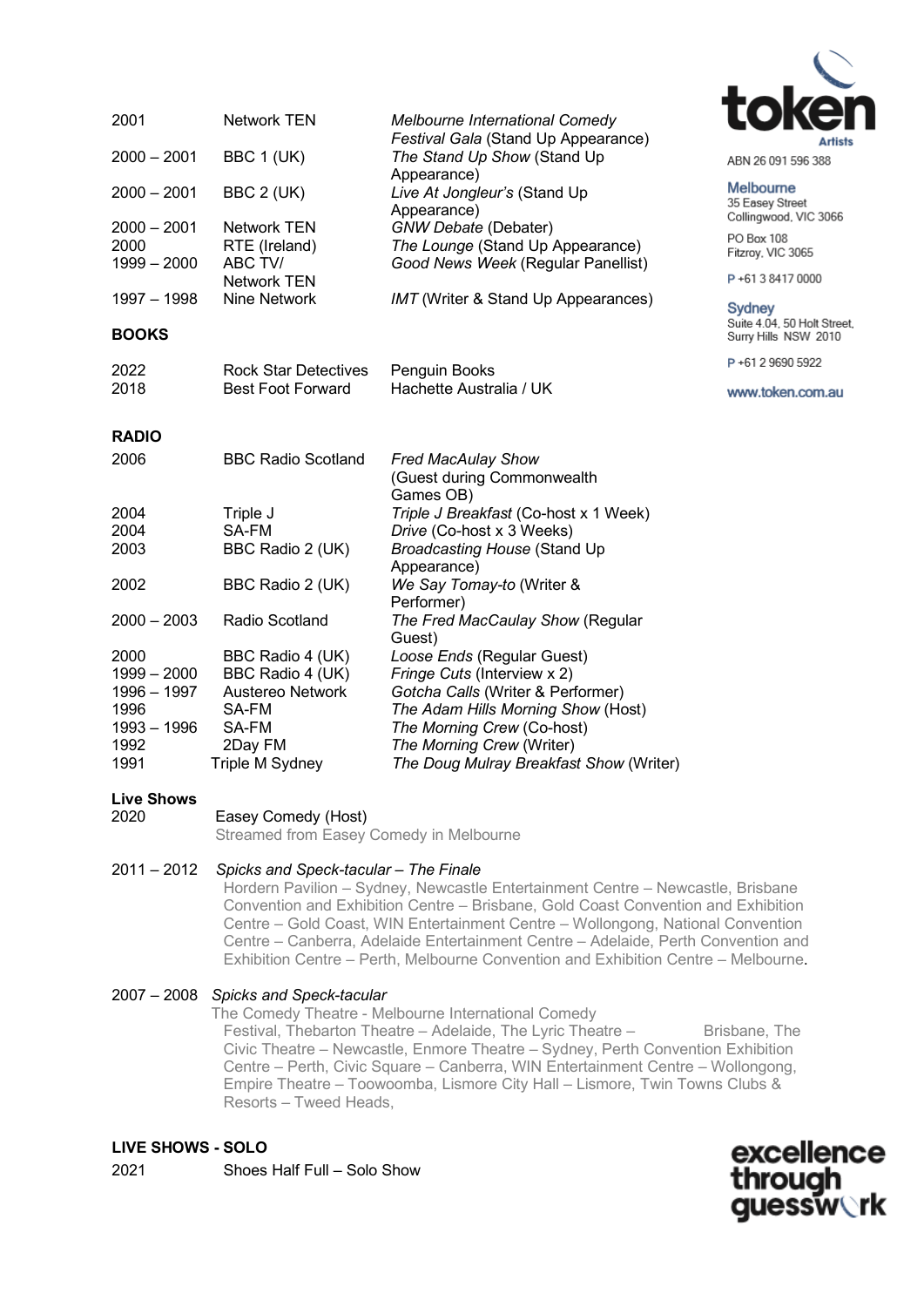| | | |
|---|---|---|
| 2001 | Network TEN | *Melbourne International Comedy Festival Gala* (Stand Up Appearance) |
| 2000 – 2001 | BBC 1 (UK) | *The Stand Up Show* (Stand Up Appearance) |
| 2000 – 2001 | BBC 2 (UK) | *Live At Jongleur's* (Stand Up Appearance) |
| 2000 – 2001 | Network TEN | *GNW Debate* (Debater) |
| 2000 | RTE (Ireland) | *The Lounge* (Stand Up Appearance) |
| 1999 – 2000 | ABC TV/ Network TEN | *Good News Week* (Regular Panellist) |
| 1997 – 1998 | Nine Network | *IMT* (Writer & Stand Up Appearances) |

**BOOKS**

| | | |
|---|---|---|
| 2022 | Rock Star Detectives | Penguin Books |
| 2018 | Best Foot Forward | Hachette Australia / UK |

**RADIO**

| | | |
|---|---|---|
| 2006 | BBC Radio Scotland | *Fred MacAulay Show* (Guest during Commonwealth Games OB) |
| 2004 | Triple J | *Triple J Breakfast* (Co-host x 1 Week) |
| 2004 | SA-FM | *Drive* (Co-host x 3 Weeks) |
| 2003 | BBC Radio 2 (UK) | *Broadcasting House* (Stand Up Appearance) |
| 2002 | BBC Radio 2 (UK) | *We Say Tomay-to* (Writer & Performer) |
| 2000 – 2003 | Radio Scotland | *The Fred MacCaulay Show* (Regular Guest) |
| 2000 | BBC Radio 4 (UK) | *Loose Ends* (Regular Guest) |
| 1999 – 2000 | BBC Radio 4 (UK) | *Fringe Cuts* (Interview x 2) |
| 1996 – 1997 | Austereo Network | *Gotcha Calls* (Writer & Performer) |
| 1996 | SA-FM | *The Adam Hills Morning Show* (Host) |
| 1993 – 1996 | SA-FM | *The Morning Crew* (Co-host) |
| 1992 | 2Day FM | *The Morning Crew* (Writer) |
| 1991 | Triple M Sydney | *The Doug Mulray Breakfast Show* (Writer) |

**Live Shows**

2020 Easey Comedy (Host)
Streamed from Easey Comedy in Melbourne

2011 – 2012 *Spicks and Speck-tacular – The Finale*
Hordern Pavilion – Sydney, Newcastle Entertainment Centre – Newcastle, Brisbane Convention and Exhibition Centre – Brisbane, Gold Coast Convention and Exhibition Centre – Gold Coast, WIN Entertainment Centre – Wollongong, National Convention Centre – Canberra, Adelaide Entertainment Centre – Adelaide, Perth Convention and Exhibition Centre – Perth, Melbourne Convention and Exhibition Centre – Melbourne.

2007 – 2008 *Spicks and Speck-tacular*
The Comedy Theatre - Melbourne International Comedy Festival, Thebarton Theatre – Adelaide, The Lyric Theatre – Brisbane, The Civic Theatre – Newcastle, Enmore Theatre – Sydney, Perth Convention Exhibition Centre – Perth, Civic Square – Canberra, WIN Entertainment Centre – Wollongong, Empire Theatre – Toowoomba, Lismore City Hall – Lismore, Twin Towns Clubs & Resorts – Tweed Heads,

**LIVE SHOWS - SOLO**

2021 Shoes Half Full – Solo Show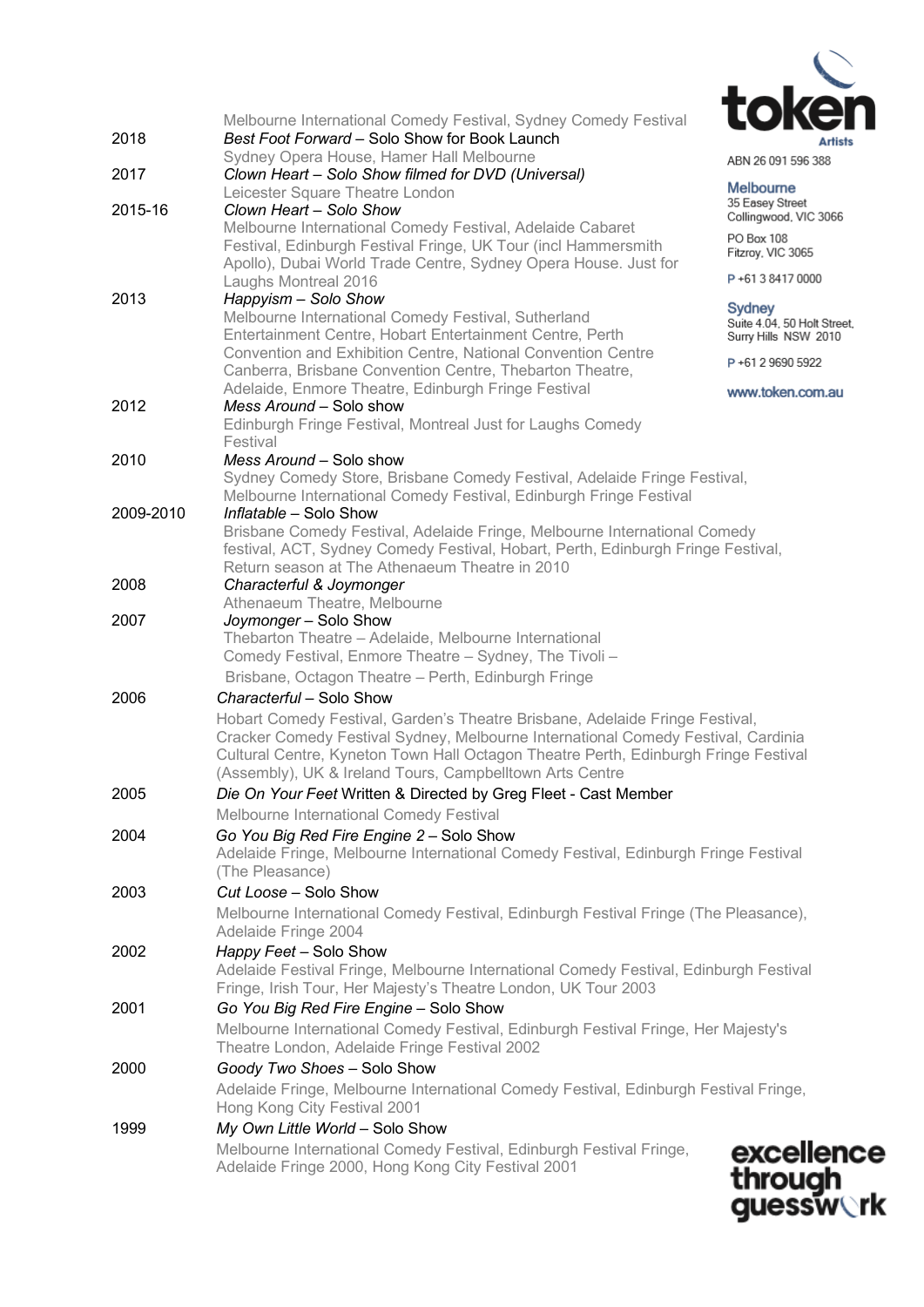| | |
|---|---|
| | Melbourne International Comedy Festival, Sydney Comedy Festival |
| 2018 | *Best Foot Forward* – Solo Show for Book Launch<br>Sydney Opera House, Hamer Hall Melbourne |
| 2017 | *Clown Heart – Solo Show filmed for DVD (Universal)*<br>Leicester Square Theatre London |
| 2015-16 | *Clown Heart – Solo Show*<br>Melbourne International Comedy Festival, Adelaide Cabaret Festival, Edinburgh Festival Fringe, UK Tour (incl Hammersmith Apollo), Dubai World Trade Centre, Sydney Opera House. Just for Laughs Montreal 2016 |
| 2013 | *Happyism – Solo Show*<br>Melbourne International Comedy Festival, Sutherland Entertainment Centre, Hobart Entertainment Centre, Perth Convention and Exhibition Centre, National Convention Centre Canberra, Brisbane Convention Centre, Thebarton Theatre, Adelaide, Enmore Theatre, Edinburgh Fringe Festival |
| 2012 | *Mess Around* – Solo show<br>Edinburgh Fringe Festival, Montreal Just for Laughs Comedy Festival |
| 2010 | *Mess Around* – Solo show<br>Sydney Comedy Store, Brisbane Comedy Festival, Adelaide Fringe Festival, Melbourne International Comedy Festival, Edinburgh Fringe Festival |
| 2009-2010 | *Inflatable* – Solo Show<br>Brisbane Comedy Festival, Adelaide Fringe, Melbourne International Comedy festival, ACT, Sydney Comedy Festival, Hobart, Perth, Edinburgh Fringe Festival, Return season at The Athenaeum Theatre in 2010 |
| 2008 | *Characterful & Joymonger*<br>Athenaeum Theatre, Melbourne |
| 2007 | *Joymonger* – Solo Show<br>Thebarton Theatre – Adelaide, Melbourne International Comedy Festival, Enmore Theatre – Sydney, The Tivoli – Brisbane, Octagon Theatre – Perth, Edinburgh Fringe |
| 2006 | *Characterful* – Solo Show<br>Hobart Comedy Festival, Garden's Theatre Brisbane, Adelaide Fringe Festival, Cracker Comedy Festival Sydney, Melbourne International Comedy Festival, Cardinia Cultural Centre, Kyneton Town Hall Octagon Theatre Perth, Edinburgh Fringe Festival (Assembly), UK & Ireland Tours, Campbelltown Arts Centre |
| 2005 | *Die On Your Feet* Written & Directed by Greg Fleet - Cast Member<br>Melbourne International Comedy Festival |
| 2004 | *Go You Big Red Fire Engine 2* – Solo Show<br>Adelaide Fringe, Melbourne International Comedy Festival, Edinburgh Fringe Festival (The Pleasance) |
| 2003 | *Cut Loose* – Solo Show<br>Melbourne International Comedy Festival, Edinburgh Festival Fringe (The Pleasance), Adelaide Fringe 2004 |
| 2002 | *Happy Feet* – Solo Show<br>Adelaide Festival Fringe, Melbourne International Comedy Festival, Edinburgh Festival Fringe, Irish Tour, Her Majesty's Theatre London, UK Tour 2003 |
| 2001 | *Go You Big Red Fire Engine* – Solo Show<br>Melbourne International Comedy Festival, Edinburgh Festival Fringe, Her Majesty's Theatre London, Adelaide Fringe Festival 2002 |
| 2000 | *Goody Two Shoes* – Solo Show<br>Adelaide Fringe, Melbourne International Comedy Festival, Edinburgh Festival Fringe, Hong Kong City Festival 2001 |
| 1999 | *My Own Little World* – Solo Show<br>Melbourne International Comedy Festival, Edinburgh Festival Fringe, Adelaide Fringe 2000, Hong Kong City Festival 2001 |

token Artists
ABN 26 091 596 388

**Melbourne**
35 Easey Street
Collingwood, VIC 3066
PO Box 108
Fitzroy, VIC 3065
P +61 3 8417 0000

**Sydney**
Suite 4.04, 50 Holt Street,
Surry Hills NSW 2010
P +61 2 9690 5922

www.token.com.au

excellence through guesswork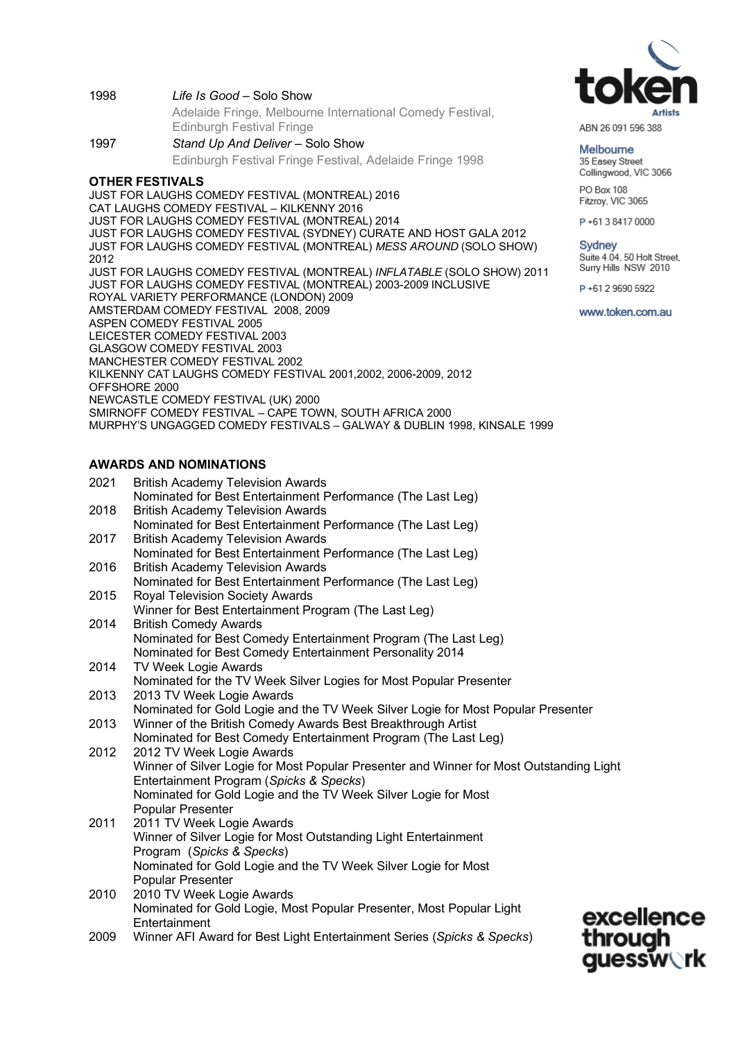1998 *Life Is Good* – Solo Show
Adelaide Fringe, Melbourne International Comedy Festival, Edinburgh Festival Fringe

1997 *Stand Up And Deliver* – Solo Show
Edinburgh Festival Fringe Festival, Adelaide Fringe 1998

**OTHER FESTIVALS**

JUST FOR LAUGHS COMEDY FESTIVAL (MONTREAL) 2016
CAT LAUGHS COMEDY FESTIVAL – KILKENNY 2016
JUST FOR LAUGHS COMEDY FESTIVAL (MONTREAL) 2014
JUST FOR LAUGHS COMEDY FESTIVAL (SYDNEY) CURATE AND HOST GALA 2012
JUST FOR LAUGHS COMEDY FESTIVAL (MONTREAL) *MESS AROUND* (SOLO SHOW) 2012
JUST FOR LAUGHS COMEDY FESTIVAL (MONTREAL) *INFLATABLE* (SOLO SHOW) 2011
JUST FOR LAUGHS COMEDY FESTIVAL (MONTREAL) 2003-2009 INCLUSIVE
ROYAL VARIETY PERFORMANCE (LONDON) 2009
AMSTERDAM COMEDY FESTIVAL 2008, 2009
ASPEN COMEDY FESTIVAL 2005
LEICESTER COMEDY FESTIVAL 2003
GLASGOW COMEDY FESTIVAL 2003
MANCHESTER COMEDY FESTIVAL 2002
KILKENNY CAT LAUGHS COMEDY FESTIVAL 2001,2002, 2006-2009, 2012
OFFSHORE 2000
NEWCASTLE COMEDY FESTIVAL (UK) 2000
SMIRNOFF COMEDY FESTIVAL – CAPE TOWN, SOUTH AFRICA 2000
MURPHY'S UNGAGGED COMEDY FESTIVALS – GALWAY & DUBLIN 1998, KINSALE 1999

**AWARDS AND NOMINATIONS**

2021 British Academy Television Awards
Nominated for Best Entertainment Performance (The Last Leg)

2018 British Academy Television Awards
Nominated for Best Entertainment Performance (The Last Leg)

2017 British Academy Television Awards
Nominated for Best Entertainment Performance (The Last Leg)

2016 British Academy Television Awards
Nominated for Best Entertainment Performance (The Last Leg)

2015 Royal Television Society Awards
Winner for Best Entertainment Program (The Last Leg)

2014 British Comedy Awards
Nominated for Best Comedy Entertainment Program (The Last Leg)
Nominated for Best Comedy Entertainment Personality 2014

2014 TV Week Logie Awards
Nominated for the TV Week Silver Logies for Most Popular Presenter

2013 2013 TV Week Logie Awards
Nominated for Gold Logie and the TV Week Silver Logie for Most Popular Presenter

2013 Winner of the British Comedy Awards Best Breakthrough Artist
Nominated for Best Comedy Entertainment Program (The Last Leg)

2012 2012 TV Week Logie Awards
Winner of Silver Logie for Most Popular Presenter and Winner for Most Outstanding Light Entertainment Program (*Spicks & Specks*)
Nominated for Gold Logie and the TV Week Silver Logie for Most Popular Presenter

2011 2011 TV Week Logie Awards
Winner of Silver Logie for Most Outstanding Light Entertainment Program (*Spicks & Specks*)
Nominated for Gold Logie and the TV Week Silver Logie for Most Popular Presenter

2010 2010 TV Week Logie Awards
Nominated for Gold Logie, Most Popular Presenter, Most Popular Light Entertainment

2009 Winner AFI Award for Best Light Entertainment Series (*Spicks & Specks*)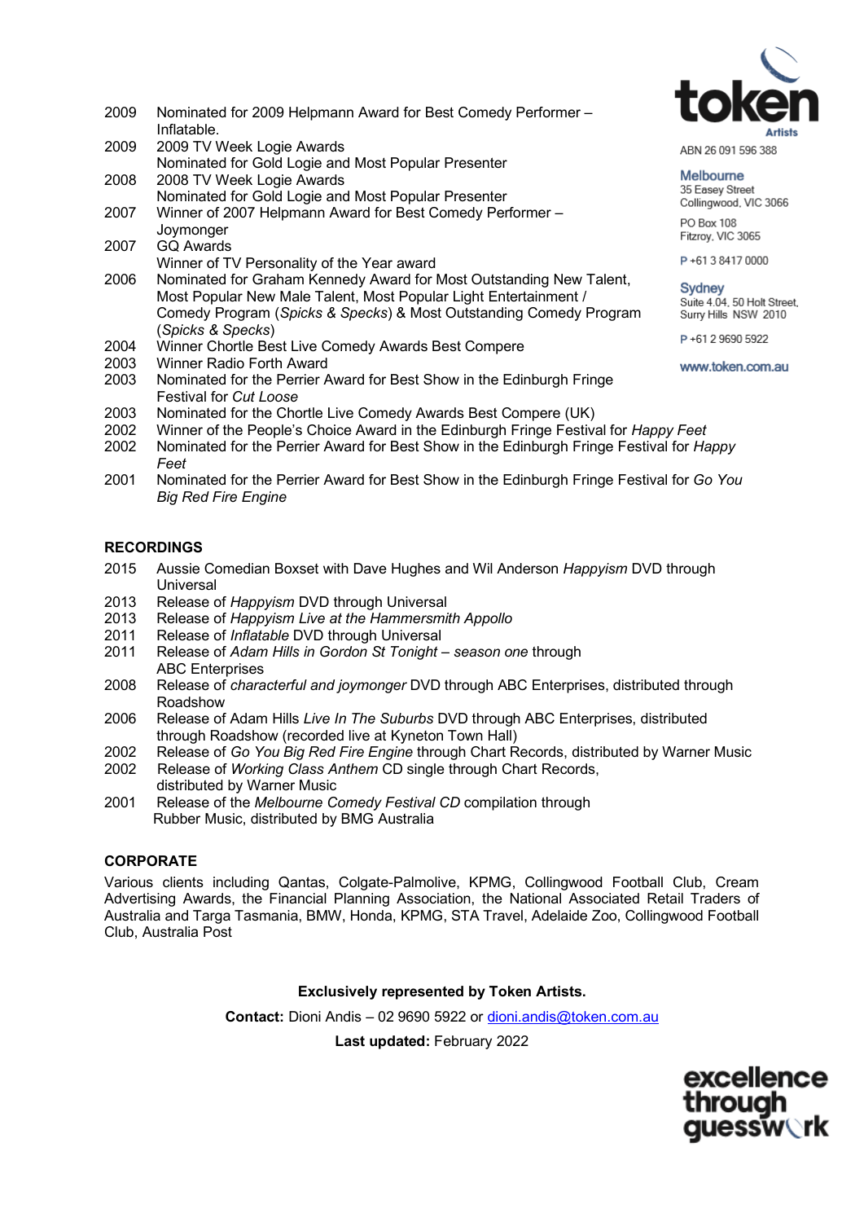2009 Nominated for 2009 Helpmann Award for Best Comedy Performer – Inflatable.
2009 2009 TV Week Logie Awards
Nominated for Gold Logie and Most Popular Presenter
2008 2008 TV Week Logie Awards
Nominated for Gold Logie and Most Popular Presenter
2007 Winner of 2007 Helpmann Award for Best Comedy Performer – Joymonger
2007 GQ Awards
Winner of TV Personality of the Year award
2006 Nominated for Graham Kennedy Award for Most Outstanding New Talent, Most Popular New Male Talent, Most Popular Light Entertainment / Comedy Program (*Spicks & Specks*) & Most Outstanding Comedy Program (*Spicks & Specks*)
2004 Winner Chortle Best Live Comedy Awards Best Compere
2003 Winner Radio Forth Award
2003 Nominated for the Perrier Award for Best Show in the Edinburgh Fringe Festival for *Cut Loose*
2003 Nominated for the Chortle Live Comedy Awards Best Compere (UK)
2002 Winner of the People's Choice Award in the Edinburgh Fringe Festival for *Happy Feet*
2002 Nominated for the Perrier Award for Best Show in the Edinburgh Fringe Festival for *Happy Feet*
2001 Nominated for the Perrier Award for Best Show in the Edinburgh Fringe Festival for *Go You Big Red Fire Engine*

token Artists
ABN 26 091 596 388

Melbourne
35 Easey Street
Collingwood, VIC 3066
PO Box 108
Fitzroy, VIC 3065
P +61 3 8417 0000

Sydney
Suite 4.04, 50 Holt Street,
Surry Hills NSW 2010
P +61 2 9690 5922

www.token.com.au

**RECORDINGS**

2015 Aussie Comedian Boxset with Dave Hughes and Wil Anderson *Happyism* DVD through Universal
2013 Release of *Happyism* DVD through Universal
2013 Release of *Happyism Live at the Hammersmith Appollo*
2011 Release of *Inflatable* DVD through Universal
2011 Release of *Adam Hills in Gordon St Tonight – season one* through ABC Enterprises
2008 Release of *characterful and joymonger* DVD through ABC Enterprises, distributed through Roadshow
2006 Release of Adam Hills *Live In The Suburbs* DVD through ABC Enterprises, distributed through Roadshow (recorded live at Kyneton Town Hall)
2002 Release of *Go You Big Red Fire Engine* through Chart Records, distributed by Warner Music
2002 Release of *Working Class Anthem* CD single through Chart Records, distributed by Warner Music
2001 Release of the *Melbourne Comedy Festival CD* compilation through Rubber Music, distributed by BMG Australia

**CORPORATE**

Various clients including Qantas, Colgate-Palmolive, KPMG, Collingwood Football Club, Cream Advertising Awards, the Financial Planning Association, the National Associated Retail Traders of Australia and Targa Tasmania, BMW, Honda, KPMG, STA Travel, Adelaide Zoo, Collingwood Football Club, Australia Post

**Exclusively represented by Token Artists.**

**Contact:** Dioni Andis – 02 9690 5922 or dioni.andis@token.com.au

**Last updated:** February 2022

excellence through guesswork